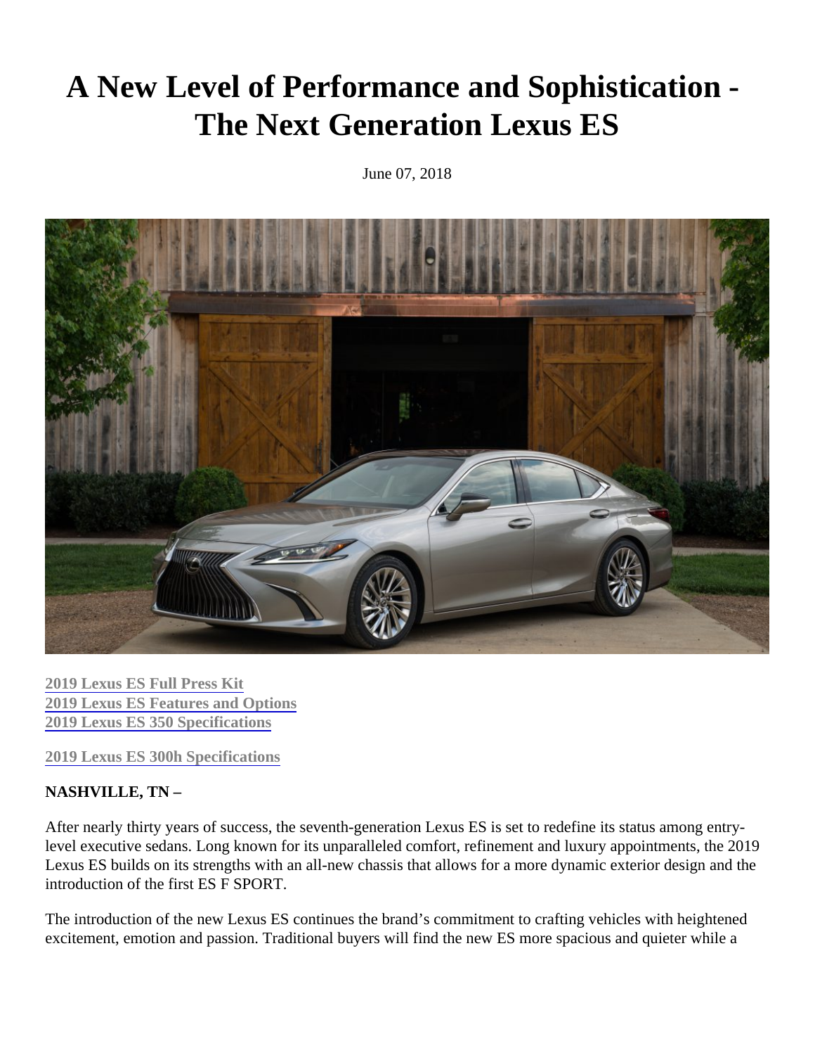# A New Level of Performance and Sophistication - The Next Generation Lexus ES

June 07, 2018

[2019 Lexus ES Full Press Kit](#)
[2019 Lexus ES Features and Options](#)
[2019 Lexus ES 350 Specifications](#)

[2019 Lexus ES 300h Specifications](#)

**NASHVILLE, TN –**

After nearly thirty years of success, the seventh-generation Lexus ES is set to redefine its status among entry-level executive sedans. Long known for its unparalleled comfort, refinement and luxury appointments, the 2019 Lexus ES builds on its strengths with an all-new chassis that allows for a more dynamic exterior design and the introduction of the first ES F SPORT.

The introduction of the new Lexus ES continues the brand's commitment to crafting vehicles with heightened excitement, emotion and passion. Traditional buyers will find the new ES more spacious and quieter while a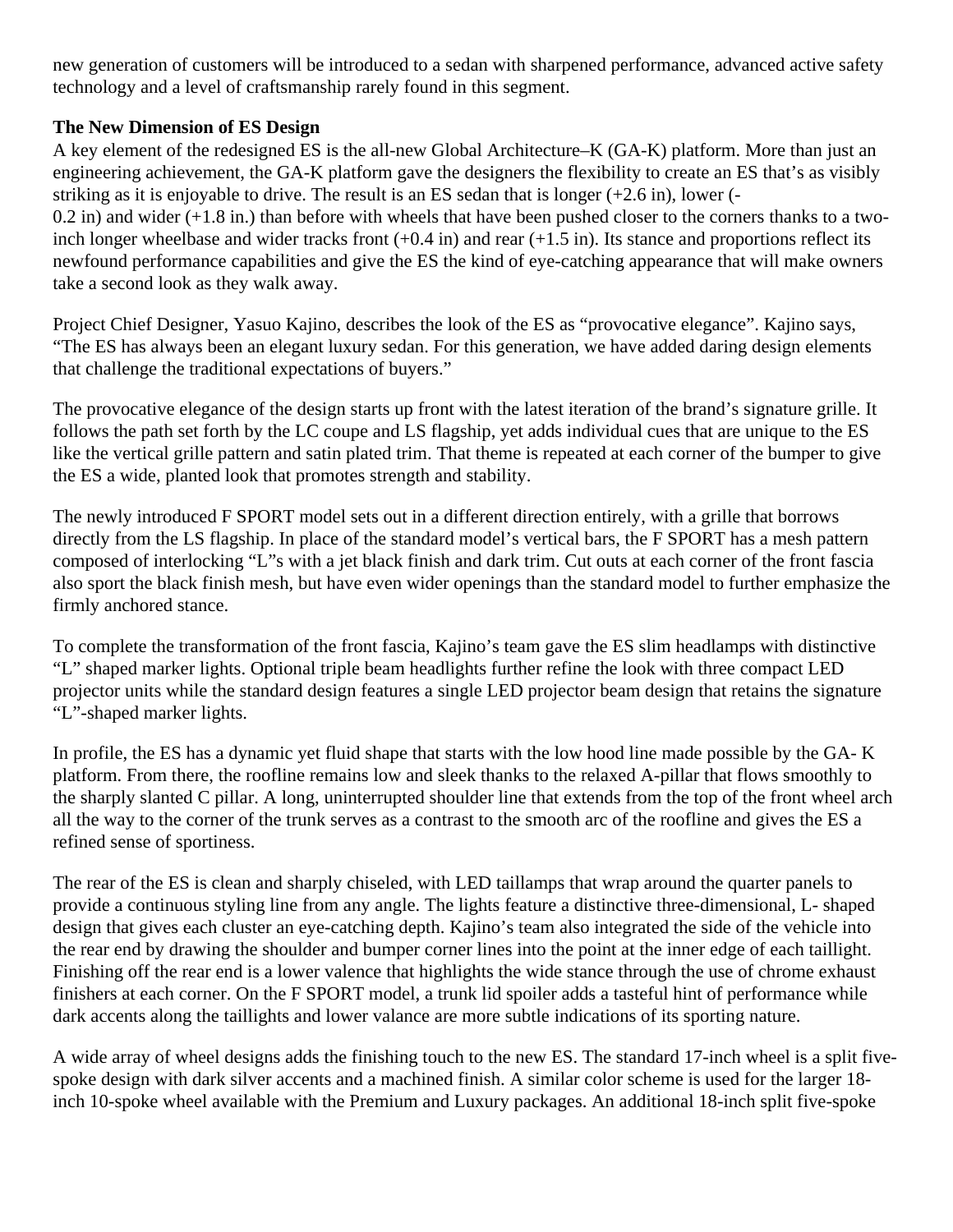new generation of customers will be introduced to a sedan with sharpened performance, advanced active safety technology and a level of craftsmanship rarely found in this segment.

**The New Dimension of ES Design**

A key element of the redesigned ES is the all-new Global Architecture–K (GA-K) platform. More than just an engineering achievement, the GA-K platform gave the designers the flexibility to create an ES that's as visibly striking as it is enjoyable to drive. The result is an ES sedan that is longer (+2.6 in), lower (-0.2 in) and wider (+1.8 in.) than before with wheels that have been pushed closer to the corners thanks to a two-inch longer wheelbase and wider tracks front (+0.4 in) and rear (+1.5 in). Its stance and proportions reflect its newfound performance capabilities and give the ES the kind of eye-catching appearance that will make owners take a second look as they walk away.

Project Chief Designer, Yasuo Kajino, describes the look of the ES as "provocative elegance". Kajino says, "The ES has always been an elegant luxury sedan. For this generation, we have added daring design elements that challenge the traditional expectations of buyers."

The provocative elegance of the design starts up front with the latest iteration of the brand's signature grille. It follows the path set forth by the LC coupe and LS flagship, yet adds individual cues that are unique to the ES like the vertical grille pattern and satin plated trim. That theme is repeated at each corner of the bumper to give the ES a wide, planted look that promotes strength and stability.

The newly introduced F SPORT model sets out in a different direction entirely, with a grille that borrows directly from the LS flagship. In place of the standard model's vertical bars, the F SPORT has a mesh pattern composed of interlocking "L"s with a jet black finish and dark trim. Cut outs at each corner of the front fascia also sport the black finish mesh, but have even wider openings than the standard model to further emphasize the firmly anchored stance.

To complete the transformation of the front fascia, Kajino's team gave the ES slim headlamps with distinctive "L" shaped marker lights. Optional triple beam headlights further refine the look with three compact LED projector units while the standard design features a single LED projector beam design that retains the signature "L"-shaped marker lights.

In profile, the ES has a dynamic yet fluid shape that starts with the low hood line made possible by the GA- K platform. From there, the roofline remains low and sleek thanks to the relaxed A-pillar that flows smoothly to the sharply slanted C pillar. A long, uninterrupted shoulder line that extends from the top of the front wheel arch all the way to the corner of the trunk serves as a contrast to the smooth arc of the roofline and gives the ES a refined sense of sportiness.

The rear of the ES is clean and sharply chiseled, with LED taillamps that wrap around the quarter panels to provide a continuous styling line from any angle. The lights feature a distinctive three-dimensional, L- shaped design that gives each cluster an eye-catching depth. Kajino's team also integrated the side of the vehicle into the rear end by drawing the shoulder and bumper corner lines into the point at the inner edge of each taillight. Finishing off the rear end is a lower valence that highlights the wide stance through the use of chrome exhaust finishers at each corner. On the F SPORT model, a trunk lid spoiler adds a tasteful hint of performance while dark accents along the taillights and lower valance are more subtle indications of its sporting nature.

A wide array of wheel designs adds the finishing touch to the new ES. The standard 17-inch wheel is a split five-spoke design with dark silver accents and a machined finish. A similar color scheme is used for the larger 18-inch 10-spoke wheel available with the Premium and Luxury packages. An additional 18-inch split five-spoke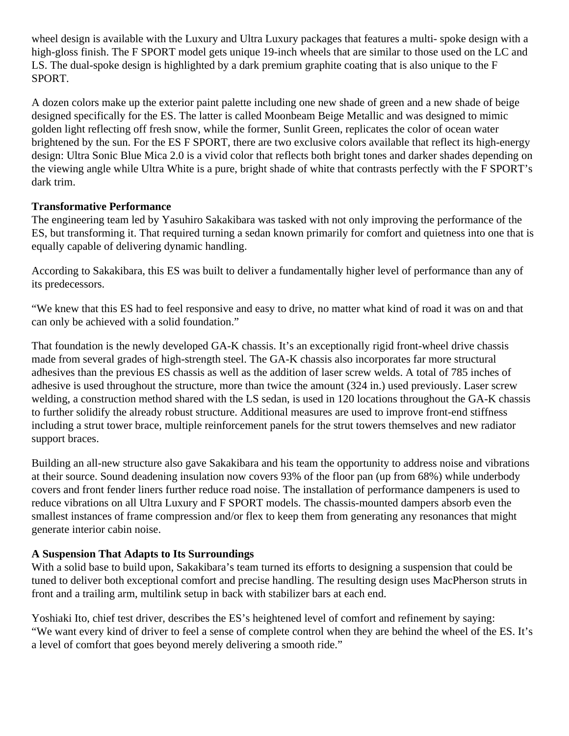wheel design is available with the Luxury and Ultra Luxury packages that features a multi- spoke design with a high-gloss finish. The F SPORT model gets unique 19-inch wheels that are similar to those used on the LC and LS. The dual-spoke design is highlighted by a dark premium graphite coating that is also unique to the F SPORT.

A dozen colors make up the exterior paint palette including one new shade of green and a new shade of beige designed specifically for the ES. The latter is called Moonbeam Beige Metallic and was designed to mimic golden light reflecting off fresh snow, while the former, Sunlit Green, replicates the color of ocean water brightened by the sun. For the ES F SPORT, there are two exclusive colors available that reflect its high-energy design: Ultra Sonic Blue Mica 2.0 is a vivid color that reflects both bright tones and darker shades depending on the viewing angle while Ultra White is a pure, bright shade of white that contrasts perfectly with the F SPORT's dark trim.

**Transformative Performance**

The engineering team led by Yasuhiro Sakakibara was tasked with not only improving the performance of the ES, but transforming it. That required turning a sedan known primarily for comfort and quietness into one that is equally capable of delivering dynamic handling.

According to Sakakibara, this ES was built to deliver a fundamentally higher level of performance than any of its predecessors.

"We knew that this ES had to feel responsive and easy to drive, no matter what kind of road it was on and that can only be achieved with a solid foundation."

That foundation is the newly developed GA-K chassis. It's an exceptionally rigid front-wheel drive chassis made from several grades of high-strength steel. The GA-K chassis also incorporates far more structural adhesives than the previous ES chassis as well as the addition of laser screw welds. A total of 785 inches of adhesive is used throughout the structure, more than twice the amount (324 in.) used previously. Laser screw welding, a construction method shared with the LS sedan, is used in 120 locations throughout the GA-K chassis to further solidify the already robust structure. Additional measures are used to improve front-end stiffness including a strut tower brace, multiple reinforcement panels for the strut towers themselves and new radiator support braces.

Building an all-new structure also gave Sakakibara and his team the opportunity to address noise and vibrations at their source. Sound deadening insulation now covers 93% of the floor pan (up from 68%) while underbody covers and front fender liners further reduce road noise. The installation of performance dampeners is used to reduce vibrations on all Ultra Luxury and F SPORT models. The chassis-mounted dampers absorb even the smallest instances of frame compression and/or flex to keep them from generating any resonances that might generate interior cabin noise.

**A Suspension That Adapts to Its Surroundings**

With a solid base to build upon, Sakakibara's team turned its efforts to designing a suspension that could be tuned to deliver both exceptional comfort and precise handling. The resulting design uses MacPherson struts in front and a trailing arm, multilink setup in back with stabilizer bars at each end.

Yoshiaki Ito, chief test driver, describes the ES's heightened level of comfort and refinement by saying: "We want every kind of driver to feel a sense of complete control when they are behind the wheel of the ES. It's a level of comfort that goes beyond merely delivering a smooth ride."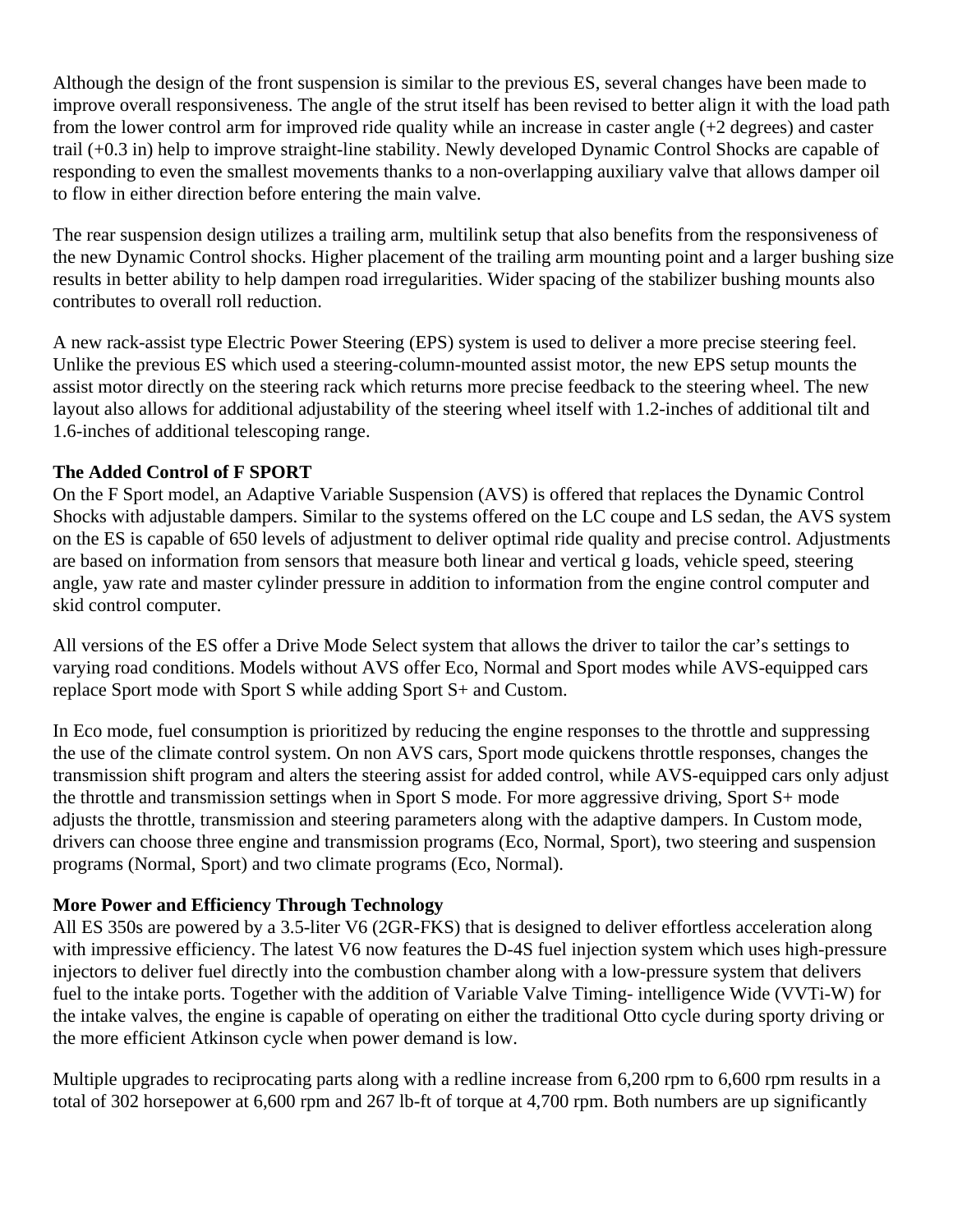Although the design of the front suspension is similar to the previous ES, several changes have been made to improve overall responsiveness. The angle of the strut itself has been revised to better align it with the load path from the lower control arm for improved ride quality while an increase in caster angle (+2 degrees) and caster trail (+0.3 in) help to improve straight-line stability. Newly developed Dynamic Control Shocks are capable of responding to even the smallest movements thanks to a non-overlapping auxiliary valve that allows damper oil to flow in either direction before entering the main valve.

The rear suspension design utilizes a trailing arm, multilink setup that also benefits from the responsiveness of the new Dynamic Control shocks. Higher placement of the trailing arm mounting point and a larger bushing size results in better ability to help dampen road irregularities. Wider spacing of the stabilizer bushing mounts also contributes to overall roll reduction.

A new rack-assist type Electric Power Steering (EPS) system is used to deliver a more precise steering feel. Unlike the previous ES which used a steering-column-mounted assist motor, the new EPS setup mounts the assist motor directly on the steering rack which returns more precise feedback to the steering wheel. The new layout also allows for additional adjustability of the steering wheel itself with 1.2-inches of additional tilt and 1.6-inches of additional telescoping range.

**The Added Control of F SPORT**

On the F Sport model, an Adaptive Variable Suspension (AVS) is offered that replaces the Dynamic Control Shocks with adjustable dampers. Similar to the systems offered on the LC coupe and LS sedan, the AVS system on the ES is capable of 650 levels of adjustment to deliver optimal ride quality and precise control. Adjustments are based on information from sensors that measure both linear and vertical g loads, vehicle speed, steering angle, yaw rate and master cylinder pressure in addition to information from the engine control computer and skid control computer.

All versions of the ES offer a Drive Mode Select system that allows the driver to tailor the car's settings to varying road conditions. Models without AVS offer Eco, Normal and Sport modes while AVS-equipped cars replace Sport mode with Sport S while adding Sport S+ and Custom.

In Eco mode, fuel consumption is prioritized by reducing the engine responses to the throttle and suppressing the use of the climate control system. On non AVS cars, Sport mode quickens throttle responses, changes the transmission shift program and alters the steering assist for added control, while AVS-equipped cars only adjust the throttle and transmission settings when in Sport S mode. For more aggressive driving, Sport S+ mode adjusts the throttle, transmission and steering parameters along with the adaptive dampers. In Custom mode, drivers can choose three engine and transmission programs (Eco, Normal, Sport), two steering and suspension programs (Normal, Sport) and two climate programs (Eco, Normal).

**More Power and Efficiency Through Technology**

All ES 350s are powered by a 3.5-liter V6 (2GR-FKS) that is designed to deliver effortless acceleration along with impressive efficiency. The latest V6 now features the D-4S fuel injection system which uses high-pressure injectors to deliver fuel directly into the combustion chamber along with a low-pressure system that delivers fuel to the intake ports. Together with the addition of Variable Valve Timing- intelligence Wide (VVTi-W) for the intake valves, the engine is capable of operating on either the traditional Otto cycle during sporty driving or the more efficient Atkinson cycle when power demand is low.

Multiple upgrades to reciprocating parts along with a redline increase from 6,200 rpm to 6,600 rpm results in a total of 302 horsepower at 6,600 rpm and 267 lb-ft of torque at 4,700 rpm. Both numbers are up significantly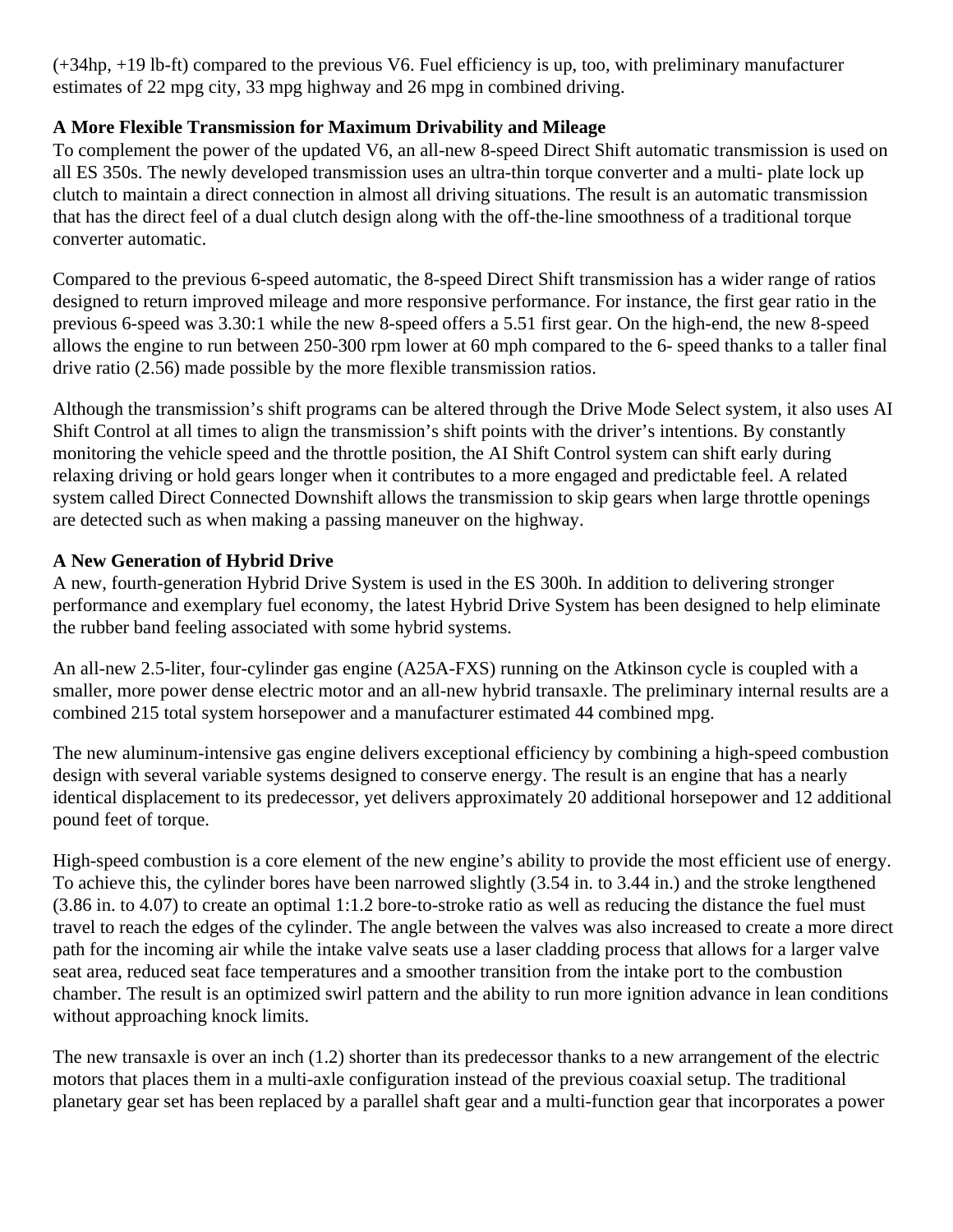(+34hp, +19 lb-ft) compared to the previous V6. Fuel efficiency is up, too, with preliminary manufacturer estimates of 22 mpg city, 33 mpg highway and 26 mpg in combined driving.

**A More Flexible Transmission for Maximum Drivability and Mileage**

To complement the power of the updated V6, an all-new 8-speed Direct Shift automatic transmission is used on all ES 350s. The newly developed transmission uses an ultra-thin torque converter and a multi- plate lock up clutch to maintain a direct connection in almost all driving situations. The result is an automatic transmission that has the direct feel of a dual clutch design along with the off-the-line smoothness of a traditional torque converter automatic.

Compared to the previous 6-speed automatic, the 8-speed Direct Shift transmission has a wider range of ratios designed to return improved mileage and more responsive performance. For instance, the first gear ratio in the previous 6-speed was 3.30:1 while the new 8-speed offers a 5.51 first gear. On the high-end, the new 8-speed allows the engine to run between 250-300 rpm lower at 60 mph compared to the 6- speed thanks to a taller final drive ratio (2.56) made possible by the more flexible transmission ratios.

Although the transmission's shift programs can be altered through the Drive Mode Select system, it also uses AI Shift Control at all times to align the transmission's shift points with the driver's intentions. By constantly monitoring the vehicle speed and the throttle position, the AI Shift Control system can shift early during relaxing driving or hold gears longer when it contributes to a more engaged and predictable feel. A related system called Direct Connected Downshift allows the transmission to skip gears when large throttle openings are detected such as when making a passing maneuver on the highway.

**A New Generation of Hybrid Drive**

A new, fourth-generation Hybrid Drive System is used in the ES 300h. In addition to delivering stronger performance and exemplary fuel economy, the latest Hybrid Drive System has been designed to help eliminate the rubber band feeling associated with some hybrid systems.

An all-new 2.5-liter, four-cylinder gas engine (A25A-FXS) running on the Atkinson cycle is coupled with a smaller, more power dense electric motor and an all-new hybrid transaxle. The preliminary internal results are a combined 215 total system horsepower and a manufacturer estimated 44 combined mpg.

The new aluminum-intensive gas engine delivers exceptional efficiency by combining a high-speed combustion design with several variable systems designed to conserve energy. The result is an engine that has a nearly identical displacement to its predecessor, yet delivers approximately 20 additional horsepower and 12 additional pound feet of torque.

High-speed combustion is a core element of the new engine's ability to provide the most efficient use of energy. To achieve this, the cylinder bores have been narrowed slightly (3.54 in. to 3.44 in.) and the stroke lengthened (3.86 in. to 4.07) to create an optimal 1:1.2 bore-to-stroke ratio as well as reducing the distance the fuel must travel to reach the edges of the cylinder. The angle between the valves was also increased to create a more direct path for the incoming air while the intake valve seats use a laser cladding process that allows for a larger valve seat area, reduced seat face temperatures and a smoother transition from the intake port to the combustion chamber. The result is an optimized swirl pattern and the ability to run more ignition advance in lean conditions without approaching knock limits.

The new transaxle is over an inch (1.2) shorter than its predecessor thanks to a new arrangement of the electric motors that places them in a multi-axle configuration instead of the previous coaxial setup. The traditional planetary gear set has been replaced by a parallel shaft gear and a multi-function gear that incorporates a power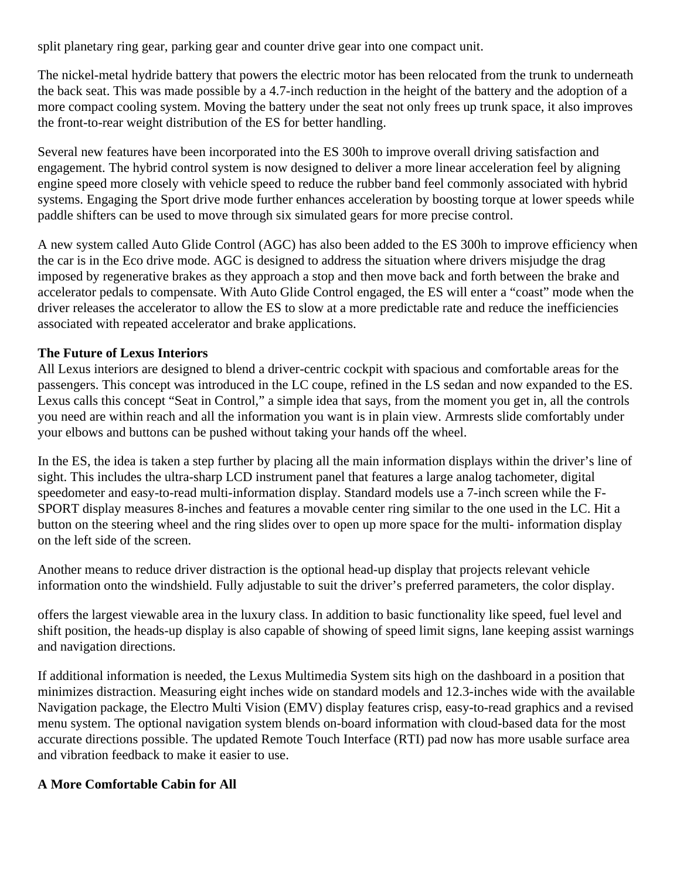split planetary ring gear, parking gear and counter drive gear into one compact unit.

The nickel-metal hydride battery that powers the electric motor has been relocated from the trunk to underneath the back seat. This was made possible by a 4.7-inch reduction in the height of the battery and the adoption of a more compact cooling system. Moving the battery under the seat not only frees up trunk space, it also improves the front-to-rear weight distribution of the ES for better handling.

Several new features have been incorporated into the ES 300h to improve overall driving satisfaction and engagement. The hybrid control system is now designed to deliver a more linear acceleration feel by aligning engine speed more closely with vehicle speed to reduce the rubber band feel commonly associated with hybrid systems. Engaging the Sport drive mode further enhances acceleration by boosting torque at lower speeds while paddle shifters can be used to move through six simulated gears for more precise control.

A new system called Auto Glide Control (AGC) has also been added to the ES 300h to improve efficiency when the car is in the Eco drive mode. AGC is designed to address the situation where drivers misjudge the drag imposed by regenerative brakes as they approach a stop and then move back and forth between the brake and accelerator pedals to compensate. With Auto Glide Control engaged, the ES will enter a "coast" mode when the driver releases the accelerator to allow the ES to slow at a more predictable rate and reduce the inefficiencies associated with repeated accelerator and brake applications.

**The Future of Lexus Interiors**

All Lexus interiors are designed to blend a driver-centric cockpit with spacious and comfortable areas for the passengers. This concept was introduced in the LC coupe, refined in the LS sedan and now expanded to the ES. Lexus calls this concept "Seat in Control," a simple idea that says, from the moment you get in, all the controls you need are within reach and all the information you want is in plain view. Armrests slide comfortably under your elbows and buttons can be pushed without taking your hands off the wheel.

In the ES, the idea is taken a step further by placing all the main information displays within the driver's line of sight. This includes the ultra-sharp LCD instrument panel that features a large analog tachometer, digital speedometer and easy-to-read multi-information display. Standard models use a 7-inch screen while the F-SPORT display measures 8-inches and features a movable center ring similar to the one used in the LC. Hit a button on the steering wheel and the ring slides over to open up more space for the multi- information display on the left side of the screen.

Another means to reduce driver distraction is the optional head-up display that projects relevant vehicle information onto the windshield. Fully adjustable to suit the driver's preferred parameters, the color display.

offers the largest viewable area in the luxury class. In addition to basic functionality like speed, fuel level and shift position, the heads-up display is also capable of showing of speed limit signs, lane keeping assist warnings and navigation directions.

If additional information is needed, the Lexus Multimedia System sits high on the dashboard in a position that minimizes distraction. Measuring eight inches wide on standard models and 12.3-inches wide with the available Navigation package, the Electro Multi Vision (EMV) display features crisp, easy-to-read graphics and a revised menu system. The optional navigation system blends on-board information with cloud-based data for the most accurate directions possible. The updated Remote Touch Interface (RTI) pad now has more usable surface area and vibration feedback to make it easier to use.

**A More Comfortable Cabin for All**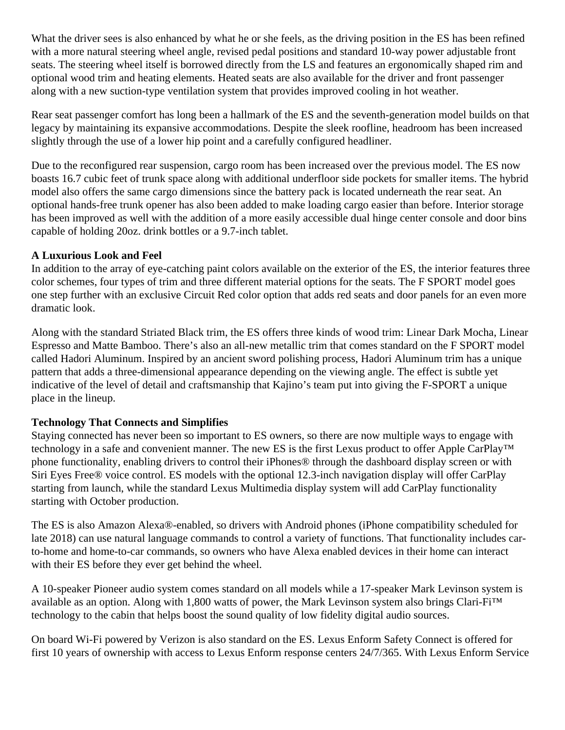What the driver sees is also enhanced by what he or she feels, as the driving position in the ES has been refined with a more natural steering wheel angle, revised pedal positions and standard 10-way power adjustable front seats. The steering wheel itself is borrowed directly from the LS and features an ergonomically shaped rim and optional wood trim and heating elements. Heated seats are also available for the driver and front passenger along with a new suction-type ventilation system that provides improved cooling in hot weather.

Rear seat passenger comfort has long been a hallmark of the ES and the seventh-generation model builds on that legacy by maintaining its expansive accommodations. Despite the sleek roofline, headroom has been increased slightly through the use of a lower hip point and a carefully configured headliner.

Due to the reconfigured rear suspension, cargo room has been increased over the previous model. The ES now boasts 16.7 cubic feet of trunk space along with additional underfloor side pockets for smaller items. The hybrid model also offers the same cargo dimensions since the battery pack is located underneath the rear seat. An optional hands-free trunk opener has also been added to make loading cargo easier than before. Interior storage has been improved as well with the addition of a more easily accessible dual hinge center console and door bins capable of holding 20oz. drink bottles or a 9.7-inch tablet.

**A Luxurious Look and Feel**

In addition to the array of eye-catching paint colors available on the exterior of the ES, the interior features three color schemes, four types of trim and three different material options for the seats. The F SPORT model goes one step further with an exclusive Circuit Red color option that adds red seats and door panels for an even more dramatic look.

Along with the standard Striated Black trim, the ES offers three kinds of wood trim: Linear Dark Mocha, Linear Espresso and Matte Bamboo. There's also an all-new metallic trim that comes standard on the F SPORT model called Hadori Aluminum. Inspired by an ancient sword polishing process, Hadori Aluminum trim has a unique pattern that adds a three-dimensional appearance depending on the viewing angle. The effect is subtle yet indicative of the level of detail and craftsmanship that Kajino's team put into giving the F-SPORT a unique place in the lineup.

**Technology That Connects and Simplifies**

Staying connected has never been so important to ES owners, so there are now multiple ways to engage with technology in a safe and convenient manner. The new ES is the first Lexus product to offer Apple CarPlay™ phone functionality, enabling drivers to control their iPhones® through the dashboard display screen or with Siri Eyes Free® voice control. ES models with the optional 12.3-inch navigation display will offer CarPlay starting from launch, while the standard Lexus Multimedia display system will add CarPlay functionality starting with October production.

The ES is also Amazon Alexa®-enabled, so drivers with Android phones (iPhone compatibility scheduled for late 2018) can use natural language commands to control a variety of functions. That functionality includes car-to-home and home-to-car commands, so owners who have Alexa enabled devices in their home can interact with their ES before they ever get behind the wheel.

A 10-speaker Pioneer audio system comes standard on all models while a 17-speaker Mark Levinson system is available as an option. Along with 1,800 watts of power, the Mark Levinson system also brings Clari-Fi™ technology to the cabin that helps boost the sound quality of low fidelity digital audio sources.

On board Wi-Fi powered by Verizon is also standard on the ES. Lexus Enform Safety Connect is offered for first 10 years of ownership with access to Lexus Enform response centers 24/7/365. With Lexus Enform Service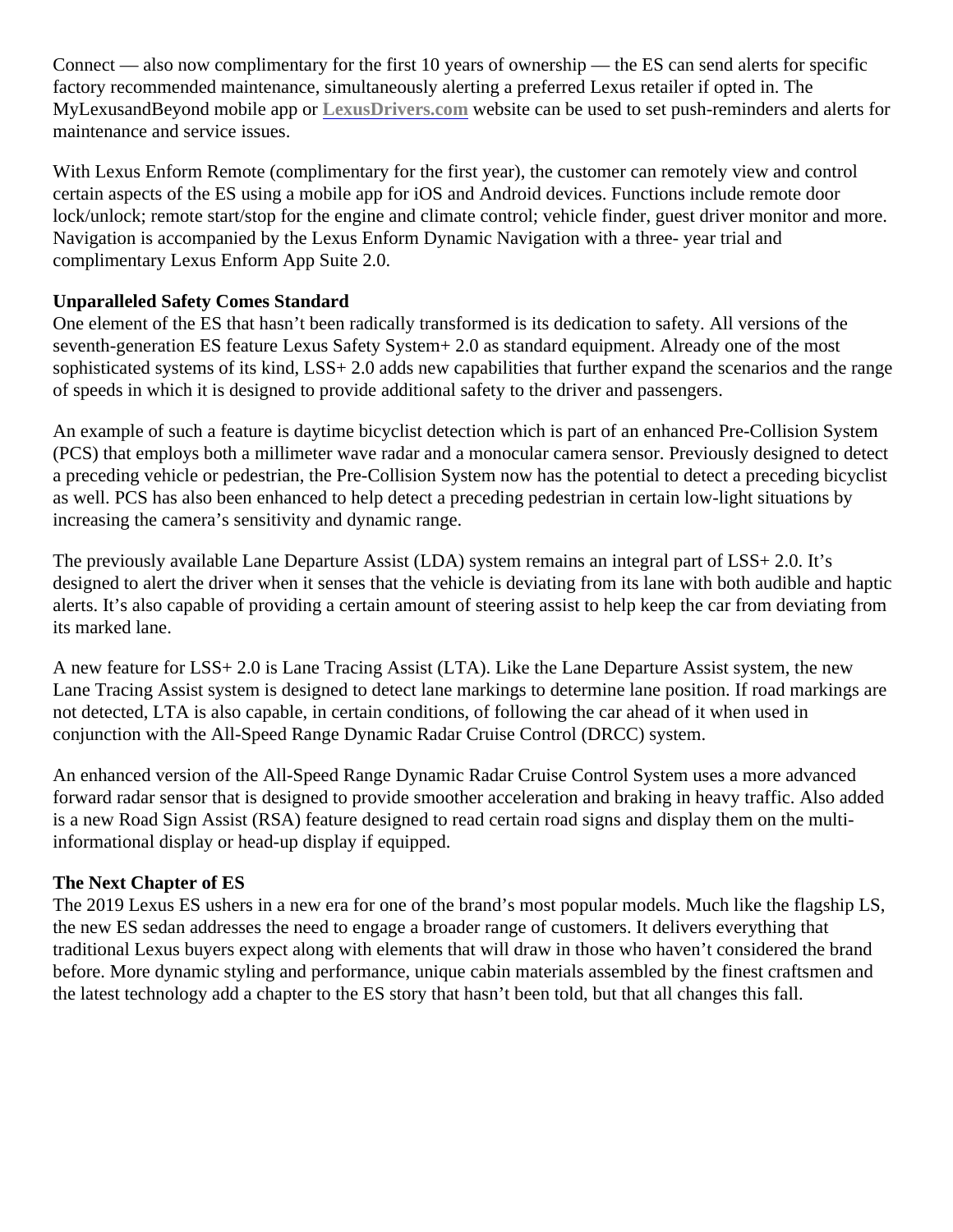Connect — also now complimentary for the first 10 years of ownership — the ES can send alerts for specific factory recommended maintenance, simultaneously alerting a preferred Lexus retailer if opted in. The MyLexusandBeyond mobile app or LexusDrivers.com website can be used to set push-reminders and alerts for maintenance and service issues.

With Lexus Enform Remote (complimentary for the first year), the customer can remotely view and control certain aspects of the ES using a mobile app for iOS and Android devices. Functions include remote door lock/unlock; remote start/stop for the engine and climate control; vehicle finder, guest driver monitor and more. Navigation is accompanied by the Lexus Enform Dynamic Navigation with a three- year trial and complimentary Lexus Enform App Suite 2.0.

**Unparalleled Safety Comes Standard**
One element of the ES that hasn't been radically transformed is its dedication to safety. All versions of the seventh-generation ES feature Lexus Safety System+ 2.0 as standard equipment. Already one of the most sophisticated systems of its kind, LSS+ 2.0 adds new capabilities that further expand the scenarios and the range of speeds in which it is designed to provide additional safety to the driver and passengers.

An example of such a feature is daytime bicyclist detection which is part of an enhanced Pre-Collision System (PCS) that employs both a millimeter wave radar and a monocular camera sensor. Previously designed to detect a preceding vehicle or pedestrian, the Pre-Collision System now has the potential to detect a preceding bicyclist as well. PCS has also been enhanced to help detect a preceding pedestrian in certain low-light situations by increasing the camera's sensitivity and dynamic range.

The previously available Lane Departure Assist (LDA) system remains an integral part of LSS+ 2.0. It's designed to alert the driver when it senses that the vehicle is deviating from its lane with both audible and haptic alerts. It's also capable of providing a certain amount of steering assist to help keep the car from deviating from its marked lane.

A new feature for LSS+ 2.0 is Lane Tracing Assist (LTA). Like the Lane Departure Assist system, the new Lane Tracing Assist system is designed to detect lane markings to determine lane position. If road markings are not detected, LTA is also capable, in certain conditions, of following the car ahead of it when used in conjunction with the All-Speed Range Dynamic Radar Cruise Control (DRCC) system.

An enhanced version of the All-Speed Range Dynamic Radar Cruise Control System uses a more advanced forward radar sensor that is designed to provide smoother acceleration and braking in heavy traffic. Also added is a new Road Sign Assist (RSA) feature designed to read certain road signs and display them on the multi-informational display or head-up display if equipped.

**The Next Chapter of ES**
The 2019 Lexus ES ushers in a new era for one of the brand's most popular models. Much like the flagship LS, the new ES sedan addresses the need to engage a broader range of customers. It delivers everything that traditional Lexus buyers expect along with elements that will draw in those who haven't considered the brand before. More dynamic styling and performance, unique cabin materials assembled by the finest craftsmen and the latest technology add a chapter to the ES story that hasn't been told, but that all changes this fall.